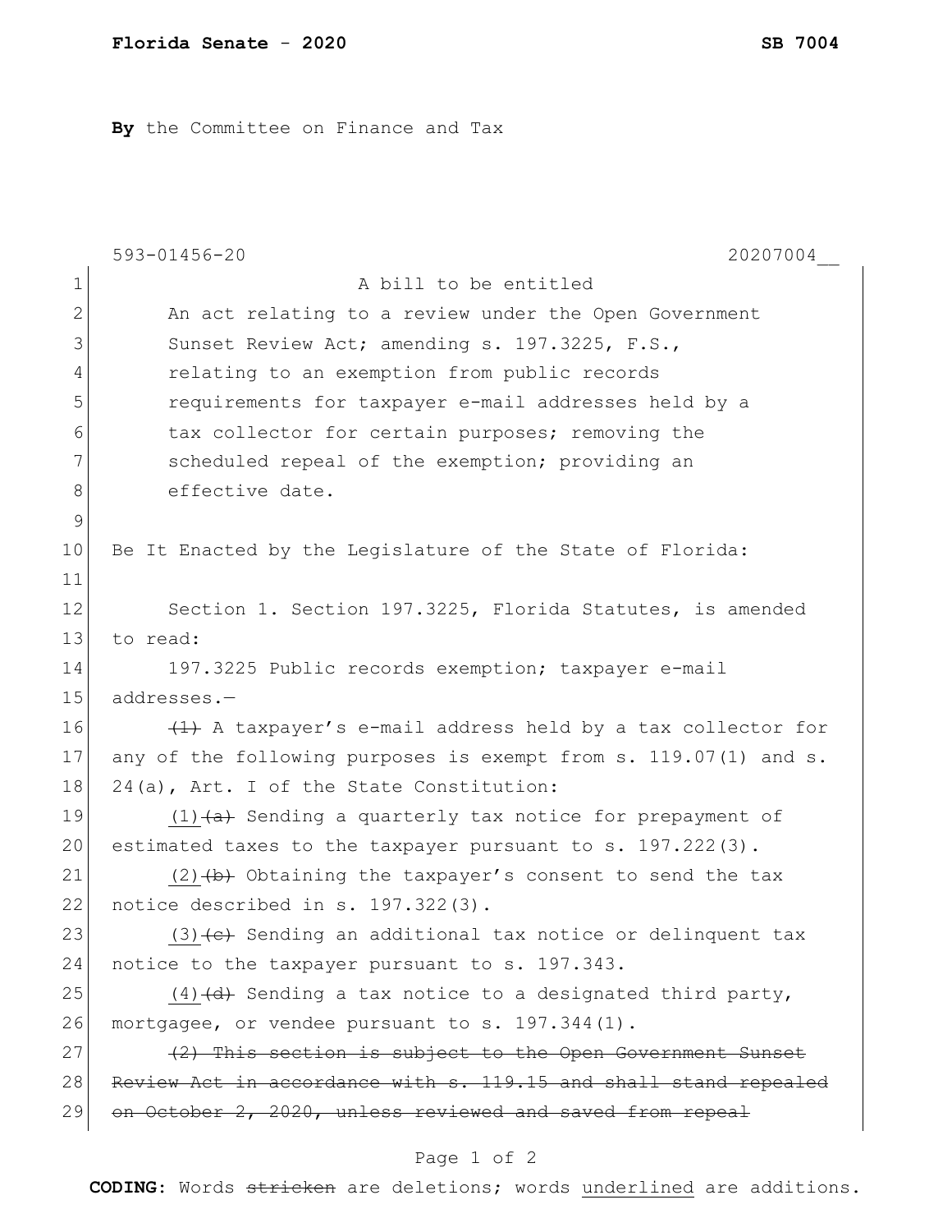**Florida Senate - 2020** **SB 7004**

**By** the Committee on Finance and Tax

593-01456-20 20207004__

1 A bill to be entitled
2 An act relating to a review under the Open Government
3 Sunset Review Act; amending s. 197.3225, F.S.,
4 relating to an exemption from public records
5 requirements for taxpayer e-mail addresses held by a
6 tax collector for certain purposes; removing the
7 scheduled repeal of the exemption; providing an
8 effective date.
9
10 Be It Enacted by the Legislature of the State of Florida:
11
12 Section 1. Section 197.3225, Florida Statutes, is amended
13 to read:
14 197.3225 Public records exemption; taxpayer e-mail
15 addresses.—
16 ~~(1)~~ A taxpayer's e-mail address held by a tax collector for
17 any of the following purposes is exempt from s. 119.07(1) and s.
18 24(a), Art. I of the State Constitution:
19 <u>(1)</u>~~(a)~~ Sending a quarterly tax notice for prepayment of
20 estimated taxes to the taxpayer pursuant to s. 197.222(3).
21 <u>(2)</u>~~(b)~~ Obtaining the taxpayer's consent to send the tax
22 notice described in s. 197.322(3).
23 <u>(3)</u>~~(c)~~ Sending an additional tax notice or delinquent tax
24 notice to the taxpayer pursuant to s. 197.343.
25 <u>(4)</u>~~(d)~~ Sending a tax notice to a designated third party,
26 mortgagee, or vendee pursuant to s. 197.344(1).
27 ~~(2) This section is subject to the Open Government Sunset~~
28 ~~Review Act in accordance with s. 119.15 and shall stand repealed~~
29 ~~on October 2, 2020, unless reviewed and saved from repeal~~

**CODING:** Words ~~stricken~~ are deletions; words <u>underlined</u> are additions.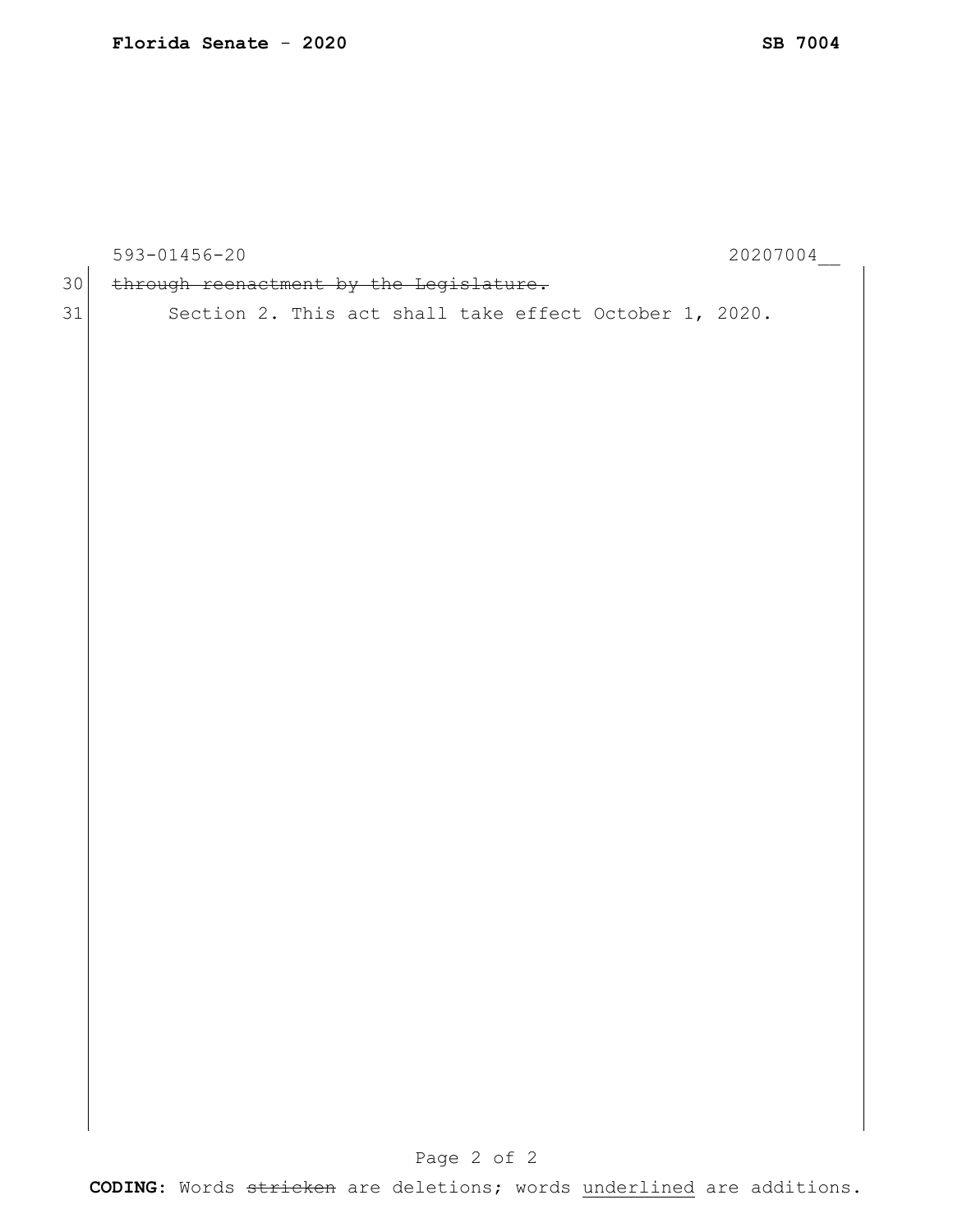593-01456-20 20207004__

30 ~~through reenactment by the Legislature.~~

31 Section 2. This act shall take effect October 1, 2020.

**CODING:** Words ~~stricken~~ are deletions; words <u>underlined</u> are additions.